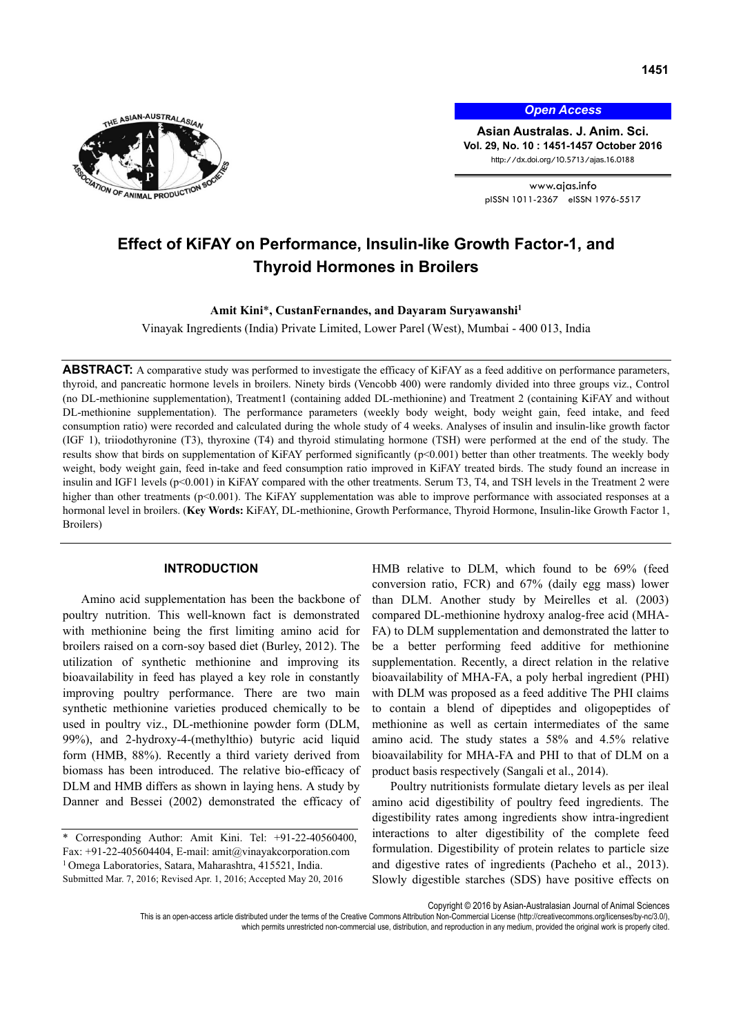# Effect of KiFAY on Performance, Insulin-like Growth Factor-1, and Thyroid Hormones in Broilers

**Amit Kini\*, CustanFernandes, and Dayaram Suryawanshi[1]**

Vinayak Ingredients (India) Private Limited, Lower Parel (West), Mumbai - 400 013, India

**ABSTRACT:** A comparative study was performed to investigate the efficacy of KiFAY as a feed additive on performance parameters, thyroid, and pancreatic hormone levels in broilers. Ninety birds (Vencobb 400) were randomly divided into three groups viz., Control (no DL-methionine supplementation), Treatment1 (containing added DL-methionine) and Treatment 2 (containing KiFAY and without DL-methionine supplementation). The performance parameters (weekly body weight, body weight gain, feed intake, and feed consumption ratio) were recorded and calculated during the whole study of 4 weeks. Analyses of insulin and insulin-like growth factor (IGF 1), triiodothyronine (T3), thyroxine (T4) and thyroid stimulating hormone (TSH) were performed at the end of the study. The results show that birds on supplementation of KiFAY performed significantly ($p<0.001$) better than other treatments. The weekly body weight, body weight gain, feed in-take and feed consumption ratio improved in KiFAY treated birds. The study found an increase in insulin and IGF1 levels ($p<0.001$) in KiFAY compared with the other treatments. Serum T3, T4, and TSH levels in the Treatment 2 were higher than other treatments ($p<0.001$). The KiFAY supplementation was able to improve performance with associated responses at a hormonal level in broilers. (**Key Words:** KiFAY, DL-methionine, Growth Performance, Thyroid Hormone, Insulin-like Growth Factor 1, Broilers)

## INTRODUCTION

Amino acid supplementation has been the backbone of poultry nutrition. This well-known fact is demonstrated with methionine being the first limiting amino acid for broilers raised on a corn-soy based diet (Burley, 2012). The utilization of synthetic methionine and improving its bioavailability in feed has played a key role in constantly improving poultry performance. There are two main synthetic methionine varieties produced chemically to be used in poultry viz., DL-methionine powder form (DLM, 99%), and 2-hydroxy-4-(methylthio) butyric acid liquid form (HMB, 88%). Recently a third variety derived from biomass has been introduced. The relative bio-efficacy of DLM and HMB differs as shown in laying hens. A study by Danner and Bessei (2002) demonstrated the efficacy of HMB relative to DLM, which found to be 69% (feed conversion ratio, FCR) and 67% (daily egg mass) lower than DLM. Another study by Meirelles et al. (2003) compared DL-methionine hydroxy analog-free acid (MHA-FA) to DLM supplementation and demonstrated the latter to be a better performing feed additive for methionine supplementation. Recently, a direct relation in the relative bioavailability of MHA-FA, a poly herbal ingredient (PHI) with DLM was proposed as a feed additive The PHI claims to contain a blend of dipeptides and oligopeptides of methionine as well as certain intermediates of the same amino acid. The study states a 58% and 4.5% relative bioavailability for MHA-FA and PHI to that of DLM on a product basis respectively (Sangali et al., 2014).

Poultry nutritionists formulate dietary levels as per ileal amino acid digestibility of poultry feed ingredients. The digestibility rates among ingredients show intra-ingredient interactions to alter digestibility of the complete feed formulation. Digestibility of protein relates to particle size and digestive rates of ingredients (Pacheho et al., 2013). Slowly digestible starches (SDS) have positive effects on

\* Corresponding Author: Amit Kini. Tel: +91-22-40560400, Fax: +91-22-405604404, E-mail: amit@vinayakcorporation.com

[1] Omega Laboratories, Satara, Maharashtra, 415521, India.

Submitted Mar. 7, 2016; Revised Apr. 1, 2016; Accepted May 20, 2016

Copyright © 2016 by Asian-Australasian Journal of Animal Sciences

This is an open-access article distributed under the terms of the Creative Commons Attribution Non-Commercial License (http://creativecommons.org/licenses/by-nc/3.0/), which permits unrestricted non-commercial use, distribution, and reproduction in any medium, provided the original work is properly cited.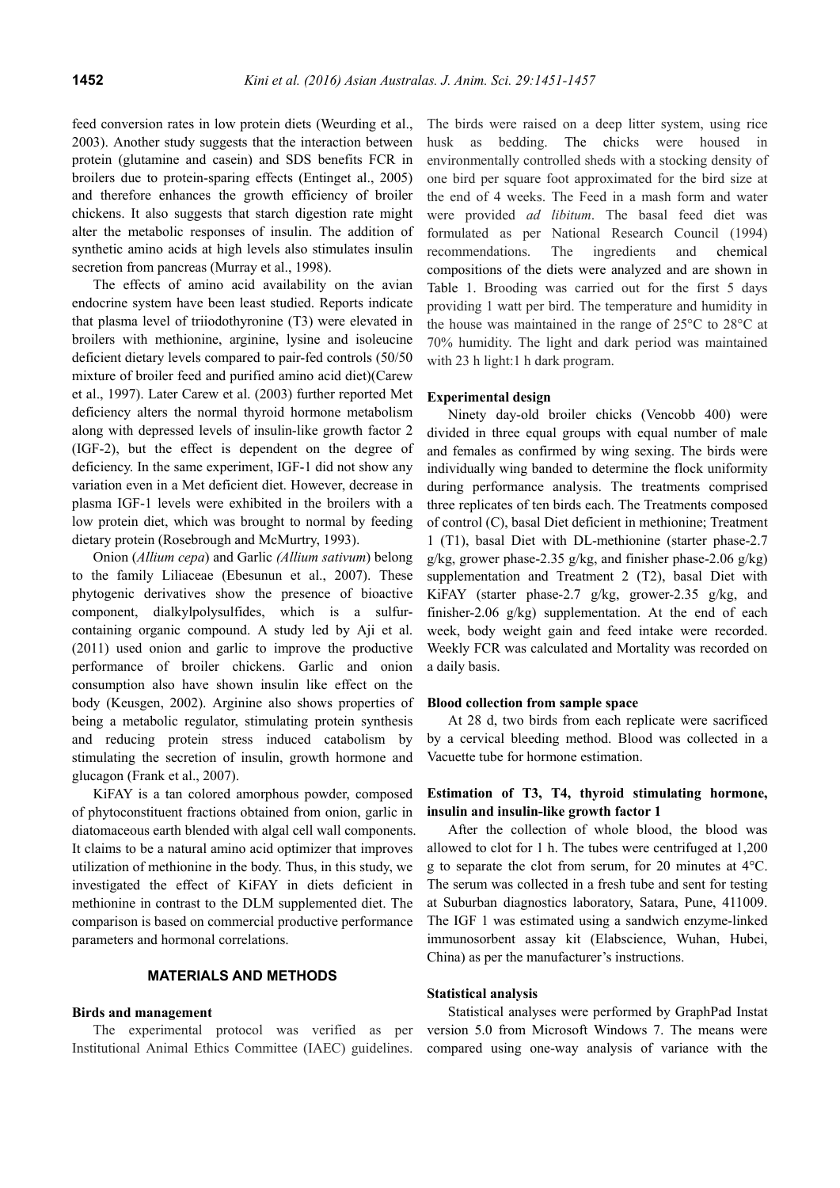feed conversion rates in low protein diets (Weurding et al., 2003). Another study suggests that the interaction between protein (glutamine and casein) and SDS benefits FCR in broilers due to protein-sparing effects (Entinget al., 2005) and therefore enhances the growth efficiency of broiler chickens. It also suggests that starch digestion rate might alter the metabolic responses of insulin. The addition of synthetic amino acids at high levels also stimulates insulin secretion from pancreas (Murray et al., 1998).

The effects of amino acid availability on the avian endocrine system have been least studied. Reports indicate that plasma level of triiodothyronine (T3) were elevated in broilers with methionine, arginine, lysine and isoleucine deficient dietary levels compared to pair-fed controls (50/50 mixture of broiler feed and purified amino acid diet)(Carew et al., 1997). Later Carew et al. (2003) further reported Met deficiency alters the normal thyroid hormone metabolism along with depressed levels of insulin-like growth factor 2 (IGF-2), but the effect is dependent on the degree of deficiency. In the same experiment, IGF-1 did not show any variation even in a Met deficient diet. However, decrease in plasma IGF-1 levels were exhibited in the broilers with a low protein diet, which was brought to normal by feeding dietary protein (Rosebrough and McMurtry, 1993).

Onion (*Allium cepa*) and Garlic *(Allium sativum*) belong to the family Liliaceae (Ebesunun et al., 2007). These phytogenic derivatives show the presence of bioactive component, dialkylpolysulfides, which is a sulfur-containing organic compound. A study led by Aji et al. (2011) used onion and garlic to improve the productive performance of broiler chickens. Garlic and onion consumption also have shown insulin like effect on the body (Keusgen, 2002). Arginine also shows properties of being a metabolic regulator, stimulating protein synthesis and reducing protein stress induced catabolism by stimulating the secretion of insulin, growth hormone and glucagon (Frank et al., 2007).

KiFAY is a tan colored amorphous powder, composed of phytoconstituent fractions obtained from onion, garlic in diatomaceous earth blended with algal cell wall components. It claims to be a natural amino acid optimizer that improves utilization of methionine in the body. Thus, in this study, we investigated the effect of KiFAY in diets deficient in methionine in contrast to the DLM supplemented diet. The comparison is based on commercial productive performance parameters and hormonal correlations.

## MATERIALS AND METHODS

### Birds and management

The experimental protocol was verified as per Institutional Animal Ethics Committee (IAEC) guidelines. The birds were raised on a deep litter system, using rice husk as bedding. The chicks were housed in environmentally controlled sheds with a stocking density of one bird per square foot approximated for the bird size at the end of 4 weeks. The Feed in a mash form and water were provided *ad libitum*. The basal feed diet was formulated as per National Research Council (1994) recommendations. The ingredients and chemical compositions of the diets were analyzed and are shown in Table 1. Brooding was carried out for the first 5 days providing 1 watt per bird. The temperature and humidity in the house was maintained in the range of 25°C to 28°C at 70% humidity. The light and dark period was maintained with 23 h light:1 h dark program.

### Experimental design

Ninety day-old broiler chicks (Vencobb 400) were divided in three equal groups with equal number of male and females as confirmed by wing sexing. The birds were individually wing banded to determine the flock uniformity during performance analysis. The treatments comprised three replicates of ten birds each. The Treatments composed of control (C), basal Diet deficient in methionine; Treatment 1 (T1), basal Diet with DL-methionine (starter phase-2.7 g/kg, grower phase-2.35 g/kg, and finisher phase-2.06 g/kg) supplementation and Treatment 2 (T2), basal Diet with KiFAY (starter phase-2.7 g/kg, grower-2.35 g/kg, and finisher-2.06 g/kg) supplementation. At the end of each week, body weight gain and feed intake were recorded. Weekly FCR was calculated and Mortality was recorded on a daily basis.

### Blood collection from sample space

At 28 d, two birds from each replicate were sacrificed by a cervical bleeding method. Blood was collected in a Vacuette tube for hormone estimation.

### Estimation of T3, T4, thyroid stimulating hormone, insulin and insulin-like growth factor 1

After the collection of whole blood, the blood was allowed to clot for 1 h. The tubes were centrifuged at 1,200 g to separate the clot from serum, for 20 minutes at 4°C. The serum was collected in a fresh tube and sent for testing at Suburban diagnostics laboratory, Satara, Pune, 411009. The IGF 1 was estimated using a sandwich enzyme-linked immunosorbent assay kit (Elabscience, Wuhan, Hubei, China) as per the manufacturer's instructions.

### Statistical analysis

Statistical analyses were performed by GraphPad Instat version 5.0 from Microsoft Windows 7. The means were compared using one-way analysis of variance with the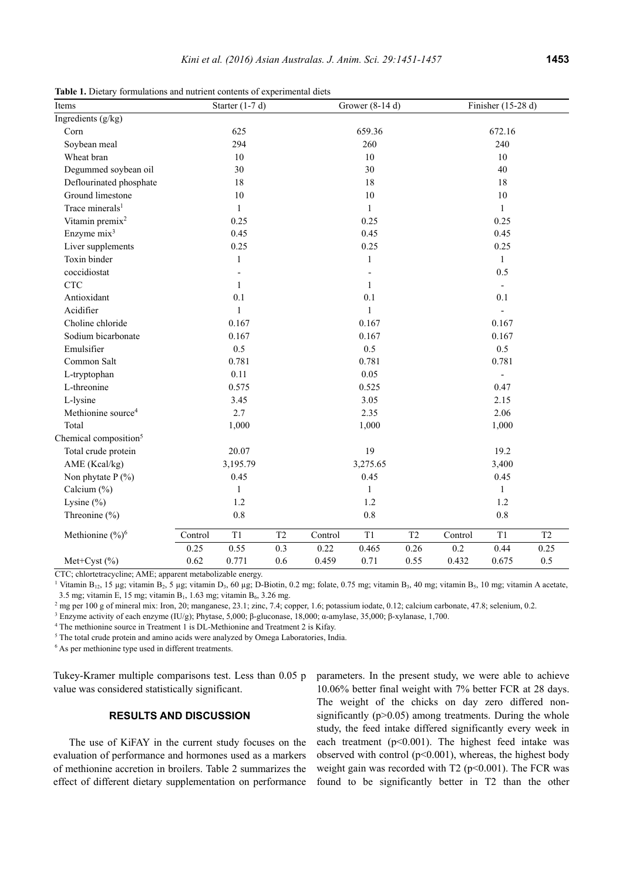**Table 1.** Dietary formulations and nutrient contents of experimental diets

| Items | Starter (1-7 d) | | | Grower (8-14 d) | | | Finisher (15-28 d) | | |
|---|---|---|---|---|---|---|---|---|---|
| Ingredients (g/kg) | | | | | | | | | |
| Corn | 625 | | | 659.36 | | | 672.16 | | |
| Soybean meal | 294 | | | 260 | | | 240 | | |
| Wheat bran | 10 | | | 10 | | | 10 | | |
| Degummed soybean oil | 30 | | | 30 | | | 40 | | |
| Deflourinated phosphate | 18 | | | 18 | | | 18 | | |
| Ground limestone | 10 | | | 10 | | | 10 | | |
| Trace minerals[1] | 1 | | | 1 | | | 1 | | |
| Vitamin premix[2] | 0.25 | | | 0.25 | | | 0.25 | | |
| Enzyme mix[3] | 0.45 | | | 0.45 | | | 0.45 | | |
| Liver supplements | 0.25 | | | 0.25 | | | 0.25 | | |
| Toxin binder | 1 | | | 1 | | | 1 | | |
| coccidiostat | - | | | - | | | 0.5 | | |
| CTC | 1 | | | 1 | | | - | | |
| Antioxidant | 0.1 | | | 0.1 | | | 0.1 | | |
| Acidifier | 1 | | | 1 | | | - | | |
| Choline chloride | 0.167 | | | 0.167 | | | 0.167 | | |
| Sodium bicarbonate | 0.167 | | | 0.167 | | | 0.167 | | |
| Emulsifier | 0.5 | | | 0.5 | | | 0.5 | | |
| Common Salt | 0.781 | | | 0.781 | | | 0.781 | | |
| L-tryptophan | 0.11 | | | 0.05 | | | - | | |
| L-threonine | 0.575 | | | 0.525 | | | 0.47 | | |
| L-lysine | 3.45 | | | 3.05 | | | 2.15 | | |
| Methionine source[4] | 2.7 | | | 2.35 | | | 2.06 | | |
| Total | 1,000 | | | 1,000 | | | 1,000 | | |
| Chemical composition[5] | | | | | | | | | |
| Total crude protein | 20.07 | | | 19 | | | 19.2 | | |
| AME (Kcal/kg) | 3,195.79 | | | 3,275.65 | | | 3,400 | | |
| Non phytate P (%) | 0.45 | | | 0.45 | | | 0.45 | | |
| Calcium (%) | 1 | | | 1 | | | 1 | | |
| Lysine (%) | 1.2 | | | 1.2 | | | 1.2 | | |
| Threonine (%) | 0.8 | | | 0.8 | | | 0.8 | | |
| Methionine (%)[6] | Control | T1 | T2 | Control | T1 | T2 | Control | T1 | T2 |
| | 0.25 | 0.55 | 0.3 | 0.22 | 0.465 | 0.26 | 0.2 | 0.44 | 0.25 |
| Met+Cyst (%) | 0.62 | 0.771 | 0.6 | 0.459 | 0.71 | 0.55 | 0.432 | 0.675 | 0.5 |

CTC; chlortetracycline; AME; apparent metabolizable energy.

[1] Vitamin $B_{12}$, 15 µg; vitamin $B_2$, 5 µg; vitamin $D_3$, 60 µg; D-Biotin, 0.2 mg; folate, 0.75 mg; vitamin $B_3$, 40 mg; vitamin $B_5$, 10 mg; vitamin A acetate, 3.5 mg; vitamin E, 15 mg; vitamin $B_1$, 1.63 mg; vitamin $B_6$, 3.26 mg.

[2] mg per 100 g of mineral mix: Iron, 20; manganese, 23.1; zinc, 7.4; copper, 1.6; potassium iodate, 0.12; calcium carbonate, 47.8; selenium, 0.2.

[3] Enzyme activity of each enzyme (IU/g); Phytase, 5,000; β-gluconase, 18,000; α-amylase, 35,000; β-xylanase, 1,700.

[4] The methionine source in Treatment 1 is DL-Methionine and Treatment 2 is Kifay.

[5] The total crude protein and amino acids were analyzed by Omega Laboratories, India.

[6] As per methionine type used in different treatments.

Tukey-Kramer multiple comparisons test. Less than 0.05 p value was considered statistically significant.

## RESULTS AND DISCUSSION

The use of KiFAY in the current study focuses on the evaluation of performance and hormones used as a markers of methionine accretion in broilers. Table 2 summarizes the effect of different dietary supplementation on performance parameters. In the present study, we were able to achieve 10.06% better final weight with 7% better FCR at 28 days. The weight of the chicks on day zero differed non-significantly ($p>0.05$) among treatments. During the whole study, the feed intake differed significantly every week in each treatment ($p<0.001$). The highest feed intake was observed with control ($p<0.001$), whereas, the highest body weight gain was recorded with T2 ($p<0.001$). The FCR was found to be significantly better in T2 than the other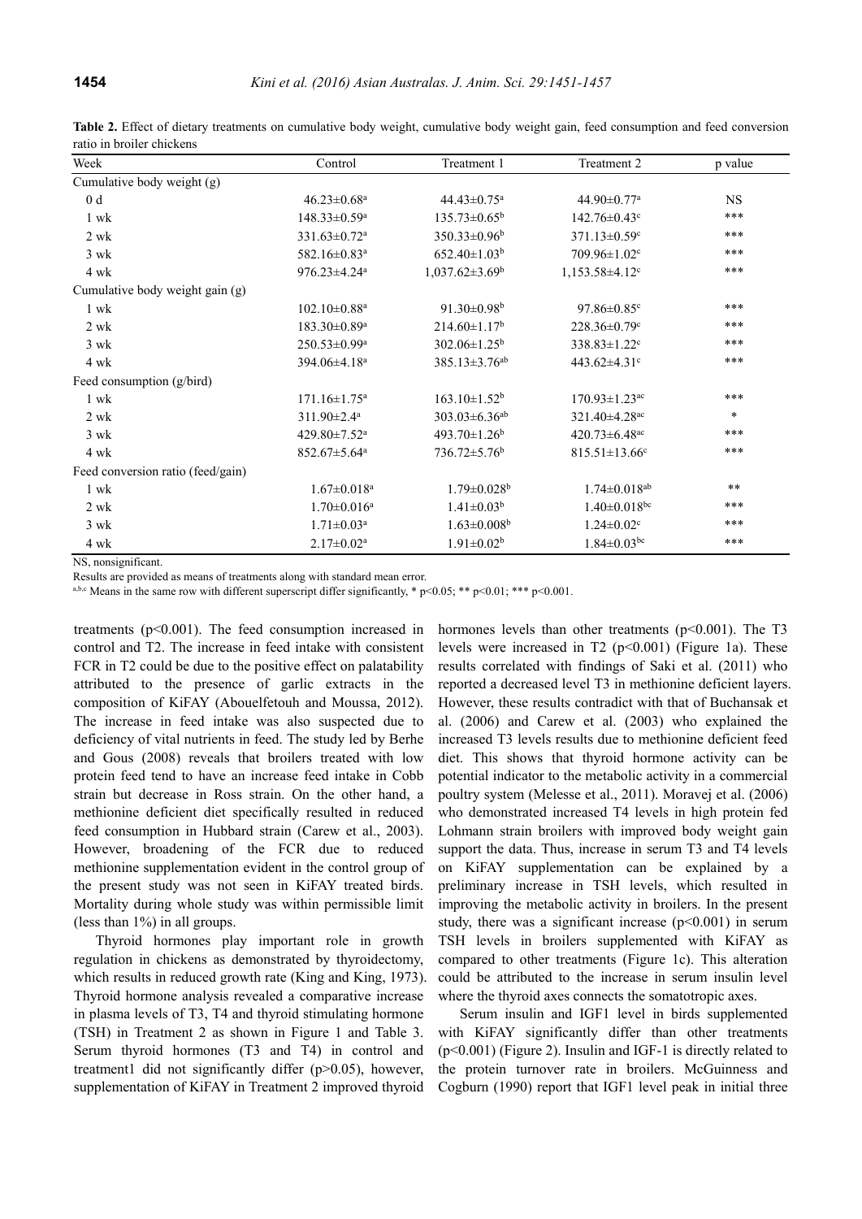**Table 2.** Effect of dietary treatments on cumulative body weight, cumulative body weight gain, feed consumption and feed conversion ratio in broiler chickens

| Week | Control | Treatment 1 | Treatment 2 | p value |
|---|---|---|---|---|
| Cumulative body weight (g) | | | | |
| 0 d | 46.23±0.68$^a$ | 44.43±0.75$^a$ | 44.90±0.77$^a$ | NS |
| 1 wk | 148.33±0.59$^a$ | 135.73±0.65$^b$ | 142.76±0.43$^c$ | *** |
| 2 wk | 331.63±0.72$^a$ | 350.33±0.96$^b$ | 371.13±0.59$^c$ | *** |
| 3 wk | 582.16±0.83$^a$ | 652.40±1.03$^b$ | 709.96±1.02$^c$ | *** |
| 4 wk | 976.23±4.24$^a$ | 1,037.62±3.69$^b$ | 1,153.58±4.12$^c$ | *** |
| Cumulative body weight gain (g) | | | | |
| 1 wk | 102.10±0.88$^a$ | 91.30±0.98$^b$ | 97.86±0.85$^c$ | *** |
| 2 wk | 183.30±0.89$^a$ | 214.60±1.17$^b$ | 228.36±0.79$^c$ | *** |
| 3 wk | 250.53±0.99$^a$ | 302.06±1.25$^b$ | 338.83±1.22$^c$ | *** |
| 4 wk | 394.06±4.18$^a$ | 385.13±3.76$^{ab}$ | 443.62±4.31$^c$ | *** |
| Feed consumption (g/bird) | | | | |
| 1 wk | 171.16±1.75$^a$ | 163.10±1.52$^b$ | 170.93±1.23$^{ac}$ | *** |
| 2 wk | 311.90±2.4$^a$ | 303.03±6.36$^{ab}$ | 321.40±4.28$^{ac}$ | * |
| 3 wk | 429.80±7.52$^a$ | 493.70±1.26$^b$ | 420.73±6.48$^{ac}$ | *** |
| 4 wk | 852.67±5.64$^a$ | 736.72±5.76$^b$ | 815.51±13.66$^c$ | *** |
| Feed conversion ratio (feed/gain) | | | | |
| 1 wk | 1.67±0.018$^a$ | 1.79±0.028$^b$ | 1.74±0.018$^{ab}$ | ** |
| 2 wk | 1.70±0.016$^a$ | 1.41±0.03$^b$ | 1.40±0.018$^{bc}$ | *** |
| 3 wk | 1.71±0.03$^a$ | 1.63±0.008$^b$ | 1.24±0.02$^c$ | *** |
| 4 wk | 2.17±0.02$^a$ | 1.91±0.02$^b$ | 1.84±0.03$^{bc}$ | *** |

NS, nonsignificant.

Results are provided as means of treatments along with standard mean error.

a,b,c Means in the same row with different superscript differ significantly, * $p<0.05$; ** $p<0.01$; *** $p<0.001$.

treatments ($p<0.001$). The feed consumption increased in control and T2. The increase in feed intake with consistent FCR in T2 could be due to the positive effect on palatability attributed to the presence of garlic extracts in the composition of KiFAY (Abouelfetouh and Moussa, 2012). The increase in feed intake was also suspected due to deficiency of vital nutrients in feed. The study led by Berhe and Gous (2008) reveals that broilers treated with low protein feed tend to have an increase feed intake in Cobb strain but decrease in Ross strain. On the other hand, a methionine deficient diet specifically resulted in reduced feed consumption in Hubbard strain (Carew et al., 2003). However, broadening of the FCR due to reduced methionine supplementation evident in the control group of the present study was not seen in KiFAY treated birds. Mortality during whole study was within permissible limit (less than 1%) in all groups.

Thyroid hormones play important role in growth regulation in chickens as demonstrated by thyroidectomy, which results in reduced growth rate (King and King, 1973). Thyroid hormone analysis revealed a comparative increase in plasma levels of T3, T4 and thyroid stimulating hormone (TSH) in Treatment 2 as shown in Figure 1 and Table 3. Serum thyroid hormones (T3 and T4) in control and treatment1 did not significantly differ ($p>0.05$), however, supplementation of KiFAY in Treatment 2 improved thyroid hormones levels than other treatments ($p<0.001$). The T3 levels were increased in T2 ($p<0.001$) (Figure 1a). These results correlated with findings of Saki et al. (2011) who reported a decreased level T3 in methionine deficient layers. However, these results contradict with that of Buchansak et al. (2006) and Carew et al. (2003) who explained the increased T3 levels results due to methionine deficient feed diet. This shows that thyroid hormone activity can be potential indicator to the metabolic activity in a commercial poultry system (Melesse et al., 2011). Moravej et al. (2006) who demonstrated increased T4 levels in high protein fed Lohmann strain broilers with improved body weight gain support the data. Thus, increase in serum T3 and T4 levels on KiFAY supplementation can be explained by a preliminary increase in TSH levels, which resulted in improving the metabolic activity in broilers. In the present study, there was a significant increase ($p<0.001$) in serum TSH levels in broilers supplemented with KiFAY as compared to other treatments (Figure 1c). This alteration could be attributed to the increase in serum insulin level where the thyroid axes connects the somatotropic axes.

Serum insulin and IGF1 level in birds supplemented with KiFAY significantly differ than other treatments ($p<0.001$) (Figure 2). Insulin and IGF-1 is directly related to the protein turnover rate in broilers. McGuinness and Cogburn (1990) report that IGF1 level peak in initial three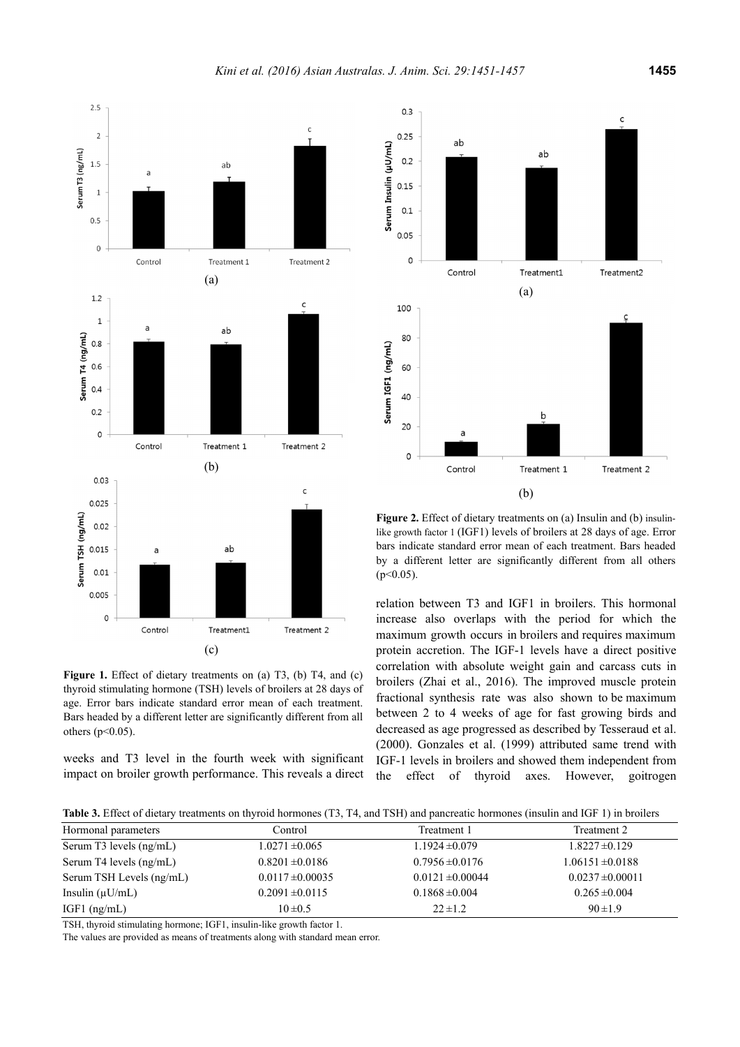**Figure 1.** Effect of dietary treatments on (a) T3, (b) T4, and (c) thyroid stimulating hormone (TSH) levels of broilers at 28 days of age. Error bars indicate standard error mean of each treatment. Bars headed by a different letter are significantly different from all others ($p<0.05$).

**Figure 2.** Effect of dietary treatments on (a) Insulin and (b) insulin-like growth factor 1 (IGF1) levels of broilers at 28 days of age. Error bars indicate standard error mean of each treatment. Bars headed by a different letter are significantly different from all others ($p<0.05$).

weeks and T3 level in the fourth week with significant impact on broiler growth performance. This reveals a direct relation between T3 and IGF1 in broilers. This hormonal increase also overlaps with the period for which the maximum growth occurs in broilers and requires maximum protein accretion. The IGF-1 levels have a direct positive correlation with absolute weight gain and carcass cuts in broilers (Zhai et al., 2016). The improved muscle protein fractional synthesis rate was also shown to be maximum between 2 to 4 weeks of age for fast growing birds and decreased as age progressed as described by Tesseraud et al. (2000). Gonzales et al. (1999) attributed same trend with IGF-1 levels in broilers and showed them independent from the effect of thyroid axes. However, goitrogen

**Table 3.** Effect of dietary treatments on thyroid hormones (T3, T4, and TSH) and pancreatic hormones (insulin and IGF 1) in broilers

| Hormonal parameters | Control | Treatment 1 | Treatment 2 |
|---|---|---|---|
| Serum T3 levels (ng/mL) | 1.0271 ±0.065 | 1.1924 ±0.079 | 1.8227 ±0.129 |
| Serum T4 levels (ng/mL) | 0.8201 ±0.0186 | 0.7956 ±0.0176 | 1.06151 ±0.0188 |
| Serum TSH Levels (ng/mL) | 0.0117 ±0.00035 | 0.0121 ±0.00044 | 0.0237 ±0.00011 |
| Insulin (μU/mL) | 0.2091 ±0.0115 | 0.1868 ±0.004 | 0.265 ±0.004 |
| IGF1 (ng/mL) | 10 ±0.5 | 22 ±1.2 | 90 ±1.9 |

TSH, thyroid stimulating hormone; IGF1, insulin-like growth factor 1.

The values are provided as means of treatments along with standard mean error.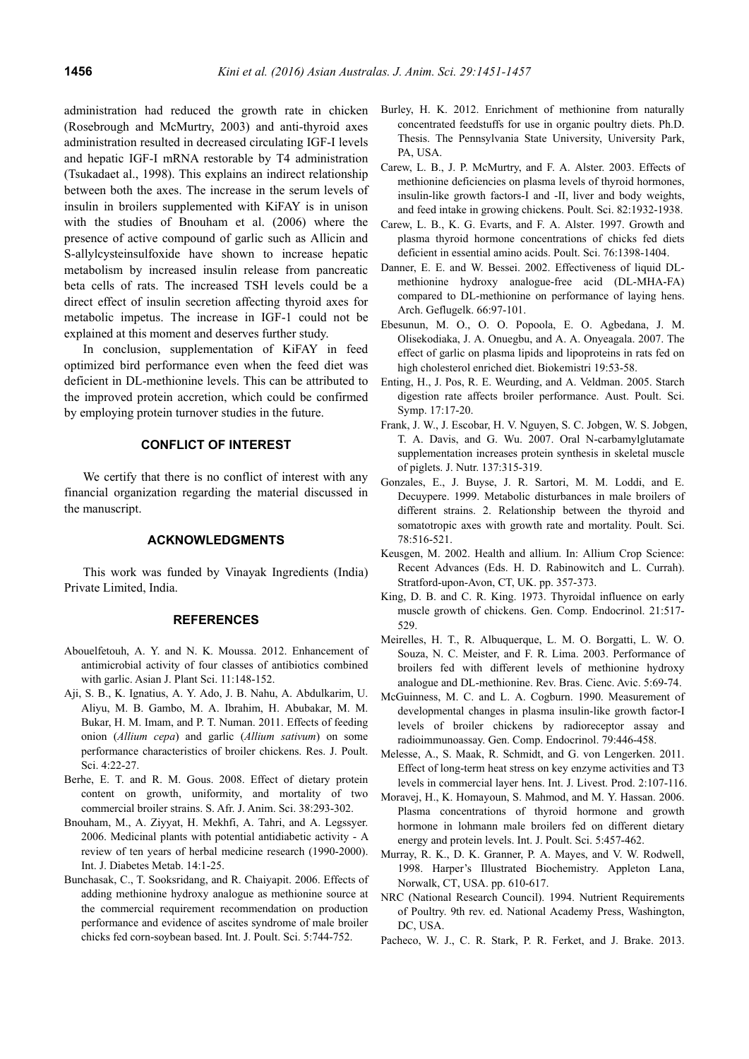administration had reduced the growth rate in chicken (Rosebrough and McMurtry, 2003) and anti-thyroid axes administration resulted in decreased circulating IGF-I levels and hepatic IGF-I mRNA restorable by T4 administration (Tsukadaet al., 1998). This explains an indirect relationship between both the axes. The increase in the serum levels of insulin in broilers supplemented with KiFAY is in unison with the studies of Bnouham et al. (2006) where the presence of active compound of garlic such as Allicin and S-allylcysteinsulfoxide have shown to increase hepatic metabolism by increased insulin release from pancreatic beta cells of rats. The increased TSH levels could be a direct effect of insulin secretion affecting thyroid axes for metabolic impetus. The increase in IGF-1 could not be explained at this moment and deserves further study.

In conclusion, supplementation of KiFAY in feed optimized bird performance even when the feed diet was deficient in DL-methionine levels. This can be attributed to the improved protein accretion, which could be confirmed by employing protein turnover studies in the future.

## CONFLICT OF INTEREST

We certify that there is no conflict of interest with any financial organization regarding the material discussed in the manuscript.

## ACKNOWLEDGMENTS

This work was funded by Vinayak Ingredients (India) Private Limited, India.

## REFERENCES

Abouelfetouh, A. Y. and N. K. Moussa. 2012. Enhancement of antimicrobial activity of four classes of antibiotics combined with garlic. Asian J. Plant Sci. 11:148-152.

Aji, S. B., K. Ignatius, A. Y. Ado, J. B. Nahu, A. Abdulkarim, U. Aliyu, M. B. Gambo, M. A. Ibrahim, H. Abubakar, M. M. Bukar, H. M. Imam, and P. T. Numan. 2011. Effects of feeding onion (*Allium cepa*) and garlic (*Allium sativum*) on some performance characteristics of broiler chickens. Res. J. Poult. Sci. 4:22-27.

Berhe, E. T. and R. M. Gous. 2008. Effect of dietary protein content on growth, uniformity, and mortality of two commercial broiler strains. S. Afr. J. Anim. Sci. 38:293-302.

Bnouham, M., A. Ziyyat, H. Mekhfi, A. Tahri, and A. Legssyer. 2006. Medicinal plants with potential antidiabetic activity - A review of ten years of herbal medicine research (1990-2000). Int. J. Diabetes Metab. 14:1-25.

Bunchasak, C., T. Sooksridang, and R. Chaiyapit. 2006. Effects of adding methionine hydroxy analogue as methionine source at the commercial requirement recommendation on production performance and evidence of ascites syndrome of male broiler chicks fed corn-soybean based. Int. J. Poult. Sci. 5:744-752.

Burley, H. K. 2012. Enrichment of methionine from naturally concentrated feedstuffs for use in organic poultry diets. Ph.D. Thesis. The Pennsylvania State University, University Park, PA, USA.

Carew, L. B., J. P. McMurtry, and F. A. Alster. 2003. Effects of methionine deficiencies on plasma levels of thyroid hormones, insulin-like growth factors-I and -II, liver and body weights, and feed intake in growing chickens. Poult. Sci. 82:1932-1938.

Carew, L. B., K. G. Evarts, and F. A. Alster. 1997. Growth and plasma thyroid hormone concentrations of chicks fed diets deficient in essential amino acids. Poult. Sci. 76:1398-1404.

Danner, E. E. and W. Bessei. 2002. Effectiveness of liquid DL-methionine hydroxy analogue-free acid (DL-MHA-FA) compared to DL-methionine on performance of laying hens. Arch. Geflugelk. 66:97-101.

Ebesunun, M. O., O. O. Popoola, E. O. Agbedana, J. M. Olisekodiaka, J. A. Onuegbu, and A. A. Onyeagala. 2007. The effect of garlic on plasma lipids and lipoproteins in rats fed on high cholesterol enriched diet. Biokemistri 19:53-58.

Enting, H., J. Pos, R. E. Weurding, and A. Veldman. 2005. Starch digestion rate affects broiler performance. Aust. Poult. Sci. Symp. 17:17-20.

Frank, J. W., J. Escobar, H. V. Nguyen, S. C. Jobgen, W. S. Jobgen, T. A. Davis, and G. Wu. 2007. Oral N-carbamylglutamate supplementation increases protein synthesis in skeletal muscle of piglets. J. Nutr. 137:315-319.

Gonzales, E., J. Buyse, J. R. Sartori, M. M. Loddi, and E. Decuypere. 1999. Metabolic disturbances in male broilers of different strains. 2. Relationship between the thyroid and somatotropic axes with growth rate and mortality. Poult. Sci. 78:516-521.

Keusgen, M. 2002. Health and allium. In: Allium Crop Science: Recent Advances (Eds. H. D. Rabinowitch and L. Currah). Stratford-upon-Avon, CT, UK. pp. 357-373.

King, D. B. and C. R. King. 1973. Thyroidal influence on early muscle growth of chickens. Gen. Comp. Endocrinol. 21:517-529.

Meirelles, H. T., R. Albuquerque, L. M. O. Borgatti, L. W. O. Souza, N. C. Meister, and F. R. Lima. 2003. Performance of broilers fed with different levels of methionine hydroxy analogue and DL-methionine. Rev. Bras. Cienc. Avic. 5:69-74.

McGuinness, M. C. and L. A. Cogburn. 1990. Measurement of developmental changes in plasma insulin-like growth factor-I levels of broiler chickens by radioreceptor assay and radioimmunoassay. Gen. Comp. Endocrinol. 79:446-458.

Melesse, A., S. Maak, R. Schmidt, and G. von Lengerken. 2011. Effect of long-term heat stress on key enzyme activities and T3 levels in commercial layer hens. Int. J. Livest. Prod. 2:107-116.

Moravej, H., K. Homayoun, S. Mahmod, and M. Y. Hassan. 2006. Plasma concentrations of thyroid hormone and growth hormone in lohmann male broilers fed on different dietary energy and protein levels. Int. J. Poult. Sci. 5:457-462.

Murray, R. K., D. K. Granner, P. A. Mayes, and V. W. Rodwell, 1998. Harper's Illustrated Biochemistry. Appleton Lana, Norwalk, CT, USA. pp. 610-617.

NRC (National Research Council). 1994. Nutrient Requirements of Poultry. 9th rev. ed. National Academy Press, Washington, DC, USA.

Pacheco, W. J., C. R. Stark, P. R. Ferket, and J. Brake. 2013.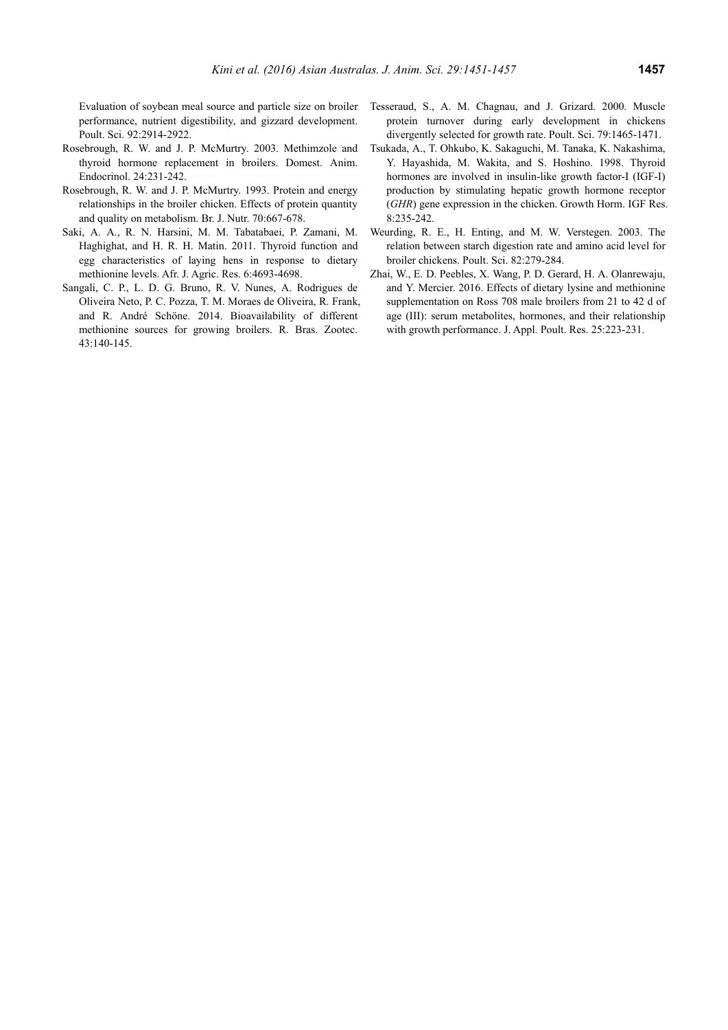Evaluation of soybean meal source and particle size on broiler performance, nutrient digestibility, and gizzard development. Poult. Sci. 92:2914-2922.

Rosebrough, R. W. and J. P. McMurtry. 2003. Methimzole and thyroid hormone replacement in broilers. Domest. Anim. Endocrinol. 24:231-242.

Rosebrough, R. W. and J. P. McMurtry. 1993. Protein and energy relationships in the broiler chicken. Effects of protein quantity and quality on metabolism. Br. J. Nutr. 70:667-678.

Saki, A. A., R. N. Harsini, M. M. Tabatabaei, P. Zamani, M. Haghighat, and H. R. H. Matin. 2011. Thyroid function and egg characteristics of laying hens in response to dietary methionine levels. Afr. J. Agric. Res. 6:4693-4698.

Sangali, C. P., L. D. G. Bruno, R. V. Nunes, A. Rodrigues de Oliveira Neto, P. C. Pozza, T. M. Moraes de Oliveira, R. Frank, and R. André Schöne. 2014. Bioavailability of different methionine sources for growing broilers. R. Bras. Zootec. 43:140-145.

Tesseraud, S., A. M. Chagnau, and J. Grizard. 2000. Muscle protein turnover during early development in chickens divergently selected for growth rate. Poult. Sci. 79:1465-1471.

Tsukada, A., T. Ohkubo, K. Sakaguchi, M. Tanaka, K. Nakashima, Y. Hayashida, M. Wakita, and S. Hoshino. 1998. Thyroid hormones are involved in insulin-like growth factor-I (IGF-I) production by stimulating hepatic growth hormone receptor (*GHR*) gene expression in the chicken. Growth Horm. IGF Res. 8:235-242.

Weurding, R. E., H. Enting, and M. W. Verstegen. 2003. The relation between starch digestion rate and amino acid level for broiler chickens. Poult. Sci. 82:279-284.

Zhai, W., E. D. Peebles, X. Wang, P. D. Gerard, H. A. Olanrewaju, and Y. Mercier. 2016. Effects of dietary lysine and methionine supplementation on Ross 708 male broilers from 21 to 42 d of age (III): serum metabolites, hormones, and their relationship with growth performance. J. Appl. Poult. Res. 25:223-231.